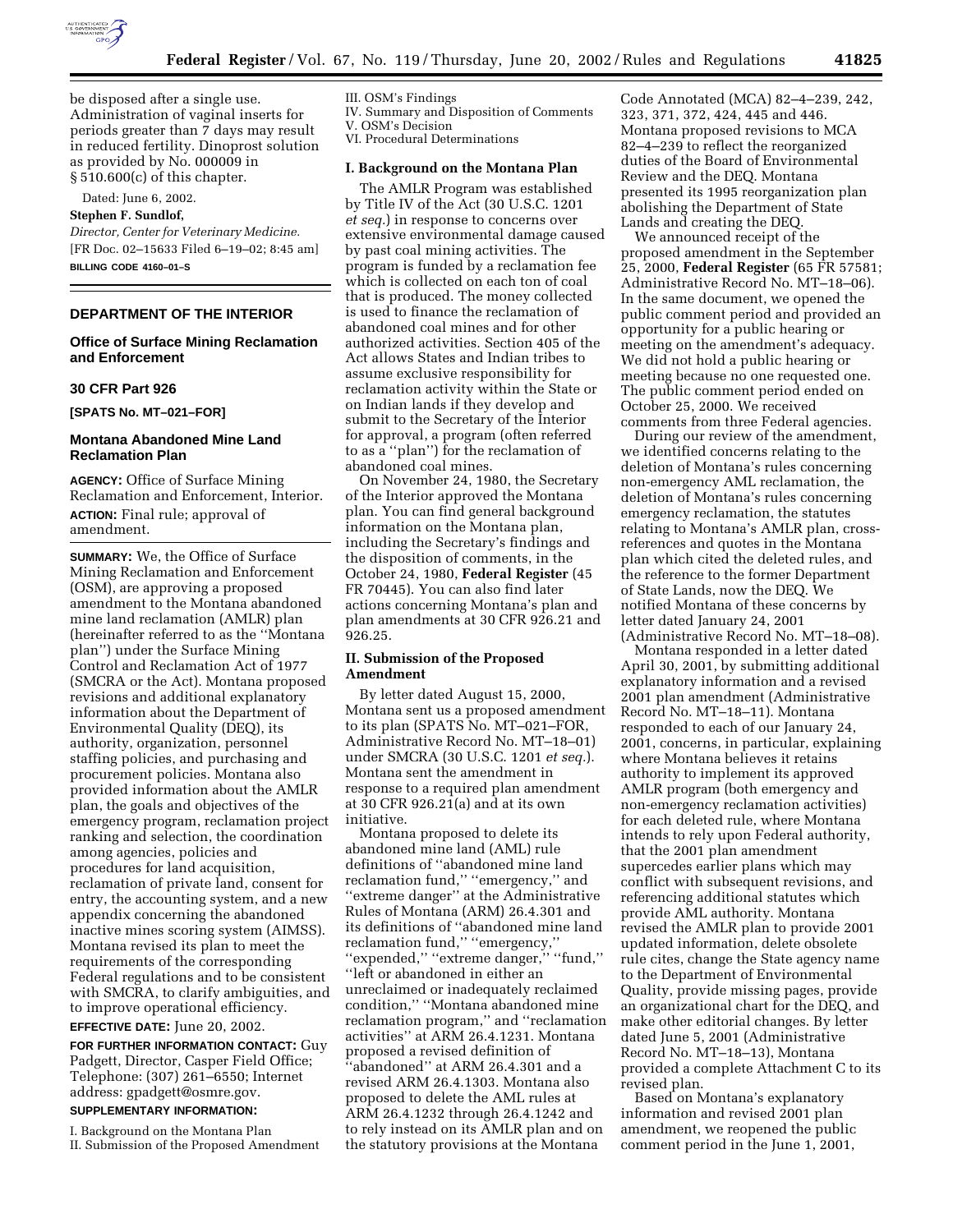be disposed after a single use. Administration of vaginal inserts for periods greater than 7 days may result in reduced fertility. Dinoprost solution as provided by No. 000009 in § 510.600(c) of this chapter.

Dated: June 6, 2002.

**Stephen F. Sundlof,**

*Director, Center for Veterinary Medicine.*

[FR Doc. 02–15633 Filed 6–19–02; 8:45 am]

**BILLING CODE 4160–01–S**

---

## DEPARTMENT OF THE INTERIOR

### Office of Surface Mining Reclamation and Enforcement

### 30 CFR Part 926

**[SPATS No. MT–021–FOR]**

### Montana Abandoned Mine Land Reclamation Plan

**AGENCY:** Office of Surface Mining Reclamation and Enforcement, Interior.

**ACTION:** Final rule; approval of amendment.

**SUMMARY:** We, the Office of Surface Mining Reclamation and Enforcement (OSM), are approving a proposed amendment to the Montana abandoned mine land reclamation (AMLR) plan (hereinafter referred to as the ''Montana plan'') under the Surface Mining Control and Reclamation Act of 1977 (SMCRA or the Act). Montana proposed revisions and additional explanatory information about the Department of Environmental Quality (DEQ), its authority, organization, personnel staffing policies, and purchasing and procurement policies. Montana also provided information about the AMLR plan, the goals and objectives of the emergency program, reclamation project ranking and selection, the coordination among agencies, policies and procedures for land acquisition, reclamation of private land, consent for entry, the accounting system, and a new appendix concerning the abandoned inactive mines scoring system (AIMSS). Montana revised its plan to meet the requirements of the corresponding Federal regulations and to be consistent with SMCRA, to clarify ambiguities, and to improve operational efficiency.

**EFFECTIVE DATE:** June 20, 2002.

**FOR FURTHER INFORMATION CONTACT:** Guy Padgett, Director, Casper Field Office; Telephone: (307) 261–6550; Internet address: gpadgett@osmre.gov.

**SUPPLEMENTARY INFORMATION:**

I. Background on the Montana Plan
II. Submission of the Proposed Amendment
III. OSM's Findings
IV. Summary and Disposition of Comments
V. OSM's Decision
VI. Procedural Determinations

#### I. Background on the Montana Plan

The AMLR Program was established by Title IV of the Act (30 U.S.C. 1201 *et seq.*) in response to concerns over extensive environmental damage caused by past coal mining activities. The program is funded by a reclamation fee which is collected on each ton of coal that is produced. The money collected is used to finance the reclamation of abandoned coal mines and for other authorized activities. Section 405 of the Act allows States and Indian tribes to assume exclusive responsibility for reclamation activity within the State or on Indian lands if they develop and submit to the Secretary of the Interior for approval, a program (often referred to as a ''plan'') for the reclamation of abandoned coal mines.

On November 24, 1980, the Secretary of the Interior approved the Montana plan. You can find general background information on the Montana plan, including the Secretary's findings and the disposition of comments, in the October 24, 1980, **Federal Register** (45 FR 70445). You can also find later actions concerning Montana's plan and plan amendments at 30 CFR 926.21 and 926.25.

#### II. Submission of the Proposed Amendment

By letter dated August 15, 2000, Montana sent us a proposed amendment to its plan (SPATS No. MT–021–FOR, Administrative Record No. MT–18–01) under SMCRA (30 U.S.C. 1201 *et seq.*). Montana sent the amendment in response to a required plan amendment at 30 CFR 926.21(a) and at its own initiative.

Montana proposed to delete its abandoned mine land (AML) rule definitions of ''abandoned mine land reclamation fund,'' ''emergency,'' and ''extreme danger'' at the Administrative Rules of Montana (ARM) 26.4.301 and its definitions of ''abandoned mine land reclamation fund,'' ''emergency,'' ''expended,'' ''extreme danger,'' ''fund,'' ''left or abandoned in either an unreclaimed or inadequately reclaimed condition,'' ''Montana abandoned mine reclamation program,'' and ''reclamation activities'' at ARM 26.4.1231. Montana proposed a revised definition of ''abandoned'' at ARM 26.4.301 and a revised ARM 26.4.1303. Montana also proposed to delete the AML rules at ARM 26.4.1232 through 26.4.1242 and to rely instead on its AMLR plan and on the statutory provisions at the Montana Code Annotated (MCA) 82–4–239, 242, 323, 371, 372, 424, 445 and 446. Montana proposed revisions to MCA 82–4–239 to reflect the reorganized duties of the Board of Environmental Review and the DEQ. Montana presented its 1995 reorganization plan abolishing the Department of State Lands and creating the DEQ.

We announced receipt of the proposed amendment in the September 25, 2000, **Federal Register** (65 FR 57581; Administrative Record No. MT–18–06). In the same document, we opened the public comment period and provided an opportunity for a public hearing or meeting on the amendment's adequacy. We did not hold a public hearing or meeting because no one requested one. The public comment period ended on October 25, 2000. We received comments from three Federal agencies.

During our review of the amendment, we identified concerns relating to the deletion of Montana's rules concerning non-emergency AML reclamation, the deletion of Montana's rules concerning emergency reclamation, the statutes relating to Montana's AMLR plan, cross-references and quotes in the Montana plan which cited the deleted rules, and the reference to the former Department of State Lands, now the DEQ. We notified Montana of these concerns by letter dated January 24, 2001 (Administrative Record No. MT–18–08).

Montana responded in a letter dated April 30, 2001, by submitting additional explanatory information and a revised 2001 plan amendment (Administrative Record No. MT–18–11). Montana responded to each of our January 24, 2001, concerns, in particular, explaining where Montana believes it retains authority to implement its approved AMLR program (both emergency and non-emergency reclamation activities) for each deleted rule, where Montana intends to rely upon Federal authority, that the 2001 plan amendment supercedes earlier plans which may conflict with subsequent revisions, and referencing additional statutes which provide AML authority. Montana revised the AMLR plan to provide 2001 updated information, delete obsolete rule cites, change the State agency name to the Department of Environmental Quality, provide missing pages, provide an organizational chart for the DEQ, and make other editorial changes. By letter dated June 5, 2001 (Administrative Record No. MT–18–13), Montana provided a complete Attachment C to its revised plan.

Based on Montana's explanatory information and revised 2001 plan amendment, we reopened the public comment period in the June 1, 2001,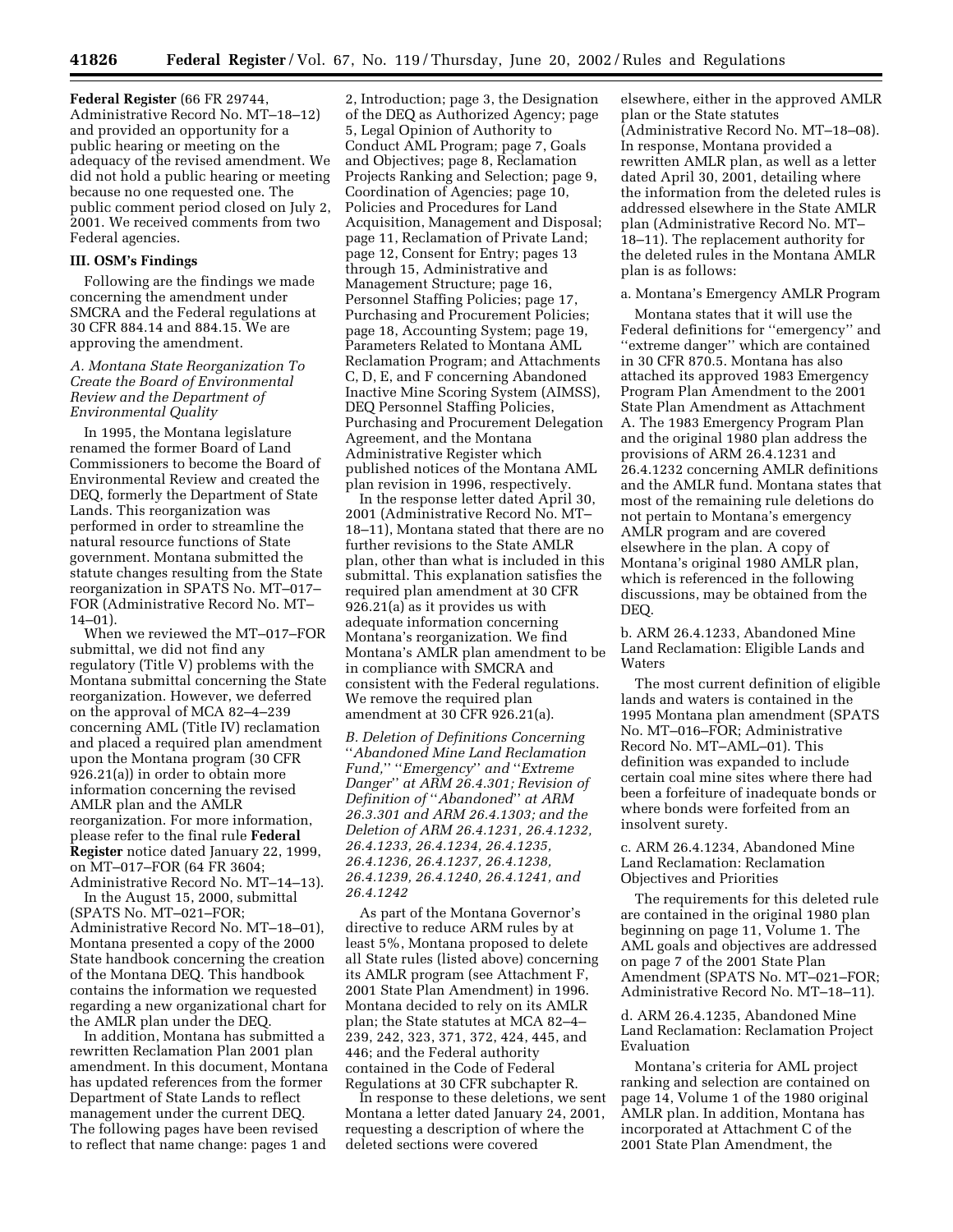**Federal Register** (66 FR 29744, Administrative Record No. MT–18–12) and provided an opportunity for a public hearing or meeting on the adequacy of the revised amendment. We did not hold a public hearing or meeting because no one requested one. The public comment period closed on July 2, 2001. We received comments from two Federal agencies.

## III. OSM's Findings

Following are the findings we made concerning the amendment under SMCRA and the Federal regulations at 30 CFR 884.14 and 884.15. We are approving the amendment.

### *A. Montana State Reorganization To Create the Board of Environmental Review and the Department of Environmental Quality*

In 1995, the Montana legislature renamed the former Board of Land Commissioners to become the Board of Environmental Review and created the DEQ, formerly the Department of State Lands. This reorganization was performed in order to streamline the natural resource functions of State government. Montana submitted the statute changes resulting from the State reorganization in SPATS No. MT–017–FOR (Administrative Record No. MT–14–01).

When we reviewed the MT–017–FOR submittal, we did not find any regulatory (Title V) problems with the Montana submittal concerning the State reorganization. However, we deferred on the approval of MCA 82–4–239 concerning AML (Title IV) reclamation and placed a required plan amendment upon the Montana program (30 CFR 926.21(a)) in order to obtain more information concerning the revised AMLR plan and the AMLR reorganization. For more information, please refer to the final rule **Federal Register** notice dated January 22, 1999, on MT–017–FOR (64 FR 3604; Administrative Record No. MT–14–13).

In the August 15, 2000, submittal (SPATS No. MT–021–FOR; Administrative Record No. MT–18–01), Montana presented a copy of the 2000 State handbook concerning the creation of the Montana DEQ. This handbook contains the information we requested regarding a new organizational chart for the AMLR plan under the DEQ.

In addition, Montana has submitted a rewritten Reclamation Plan 2001 plan amendment. In this document, Montana has updated references from the former Department of State Lands to reflect management under the current DEQ. The following pages have been revised to reflect that name change: pages 1 and 2, Introduction; page 3, the Designation of the DEQ as Authorized Agency; page 5, Legal Opinion of Authority to Conduct AML Program; page 7, Goals and Objectives; page 8, Reclamation Projects Ranking and Selection; page 9, Coordination of Agencies; page 10, Policies and Procedures for Land Acquisition, Management and Disposal; page 11, Reclamation of Private Land; page 12, Consent for Entry; pages 13 through 15, Administrative and Management Structure; page 16, Personnel Staffing Policies; page 17, Purchasing and Procurement Policies; page 18, Accounting System; page 19, Parameters Related to Montana AML Reclamation Program; and Attachments C, D, E, and F concerning Abandoned Inactive Mine Scoring System (AIMSS), DEQ Personnel Staffing Policies, Purchasing and Procurement Delegation Agreement, and the Montana Administrative Register which published notices of the Montana AML plan revision in 1996, respectively.

In the response letter dated April 30, 2001 (Administrative Record No. MT–18–11), Montana stated that there are no further revisions to the State AMLR plan, other than what is included in this submittal. This explanation satisfies the required plan amendment at 30 CFR 926.21(a) as it provides us with adequate information concerning Montana's reorganization. We find Montana's AMLR plan amendment to be in compliance with SMCRA and consistent with the Federal regulations. We remove the required plan amendment at 30 CFR 926.21(a).

### *B. Deletion of Definitions Concerning "Abandoned Mine Land Reclamation Fund," "Emergency" and "Extreme Danger" at ARM 26.4.301; Revision of Definition of "Abandoned" at ARM 26.3.301 and ARM 26.4.1303; and the Deletion of ARM 26.4.1231, 26.4.1232, 26.4.1233, 26.4.1234, 26.4.1235, 26.4.1236, 26.4.1237, 26.4.1238, 26.4.1239, 26.4.1240, 26.4.1241, and 26.4.1242*

As part of the Montana Governor's directive to reduce ARM rules by at least 5%, Montana proposed to delete all State rules (listed above) concerning its AMLR program (see Attachment F, 2001 State Plan Amendment) in 1996. Montana decided to rely on its AMLR plan; the State statutes at MCA 82–4–239, 242, 323, 371, 372, 424, 445, and 446; and the Federal authority contained in the Code of Federal Regulations at 30 CFR subchapter R.

In response to these deletions, we sent Montana a letter dated January 24, 2001, requesting a description of where the deleted sections were covered elsewhere, either in the approved AMLR plan or the State statutes (Administrative Record No. MT–18–08). In response, Montana provided a rewritten AMLR plan, as well as a letter dated April 30, 2001, detailing where the information from the deleted rules is addressed elsewhere in the State AMLR plan (Administrative Record No. MT–18–11). The replacement authority for the deleted rules in the Montana AMLR plan is as follows:

a. Montana's Emergency AMLR Program

Montana states that it will use the Federal definitions for "emergency" and "extreme danger" which are contained in 30 CFR 870.5. Montana has also attached its approved 1983 Emergency Program Plan Amendment to the 2001 State Plan Amendment as Attachment A. The 1983 Emergency Program Plan and the original 1980 plan address the provisions of ARM 26.4.1231 and 26.4.1232 concerning AMLR definitions and the AMLR fund. Montana states that most of the remaining rule deletions do not pertain to Montana's emergency AMLR program and are covered elsewhere in the plan. A copy of Montana's original 1980 AMLR plan, which is referenced in the following discussions, may be obtained from the DEQ.

b. ARM 26.4.1233, Abandoned Mine Land Reclamation: Eligible Lands and Waters

The most current definition of eligible lands and waters is contained in the 1995 Montana plan amendment (SPATS No. MT–016–FOR; Administrative Record No. MT–AML–01). This definition was expanded to include certain coal mine sites where there had been a forfeiture of inadequate bonds or where bonds were forfeited from an insolvent surety.

c. ARM 26.4.1234, Abandoned Mine Land Reclamation: Reclamation Objectives and Priorities

The requirements for this deleted rule are contained in the original 1980 plan beginning on page 11, Volume 1. The AML goals and objectives are addressed on page 7 of the 2001 State Plan Amendment (SPATS No. MT–021–FOR; Administrative Record No. MT–18–11).

d. ARM 26.4.1235, Abandoned Mine Land Reclamation: Reclamation Project Evaluation

Montana's criteria for AML project ranking and selection are contained on page 14, Volume 1 of the 1980 original AMLR plan. In addition, Montana has incorporated at Attachment C of the 2001 State Plan Amendment, the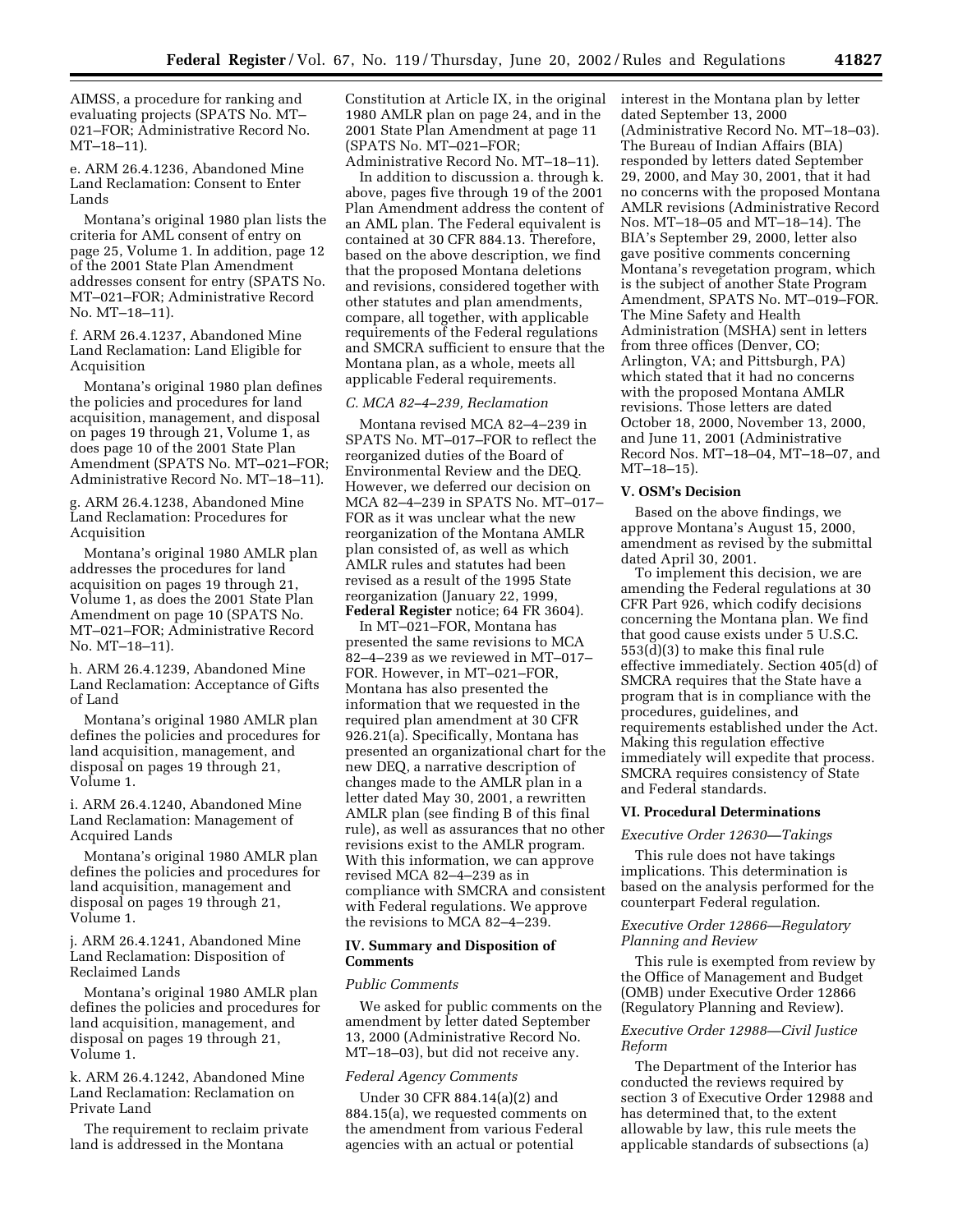AIMSS, a procedure for ranking and evaluating projects (SPATS No. MT–021–FOR; Administrative Record No. MT–18–11).

e. ARM 26.4.1236, Abandoned Mine Land Reclamation: Consent to Enter Lands

Montana's original 1980 plan lists the criteria for AML consent of entry on page 25, Volume 1. In addition, page 12 of the 2001 State Plan Amendment addresses consent for entry (SPATS No. MT–021–FOR; Administrative Record No. MT–18–11).

f. ARM 26.4.1237, Abandoned Mine Land Reclamation: Land Eligible for Acquisition

Montana's original 1980 plan defines the policies and procedures for land acquisition, management, and disposal on pages 19 through 21, Volume 1, as does page 10 of the 2001 State Plan Amendment (SPATS No. MT–021–FOR; Administrative Record No. MT–18–11).

g. ARM 26.4.1238, Abandoned Mine Land Reclamation: Procedures for Acquisition

Montana's original 1980 AMLR plan addresses the procedures for land acquisition on pages 19 through 21, Volume 1, as does the 2001 State Plan Amendment on page 10 (SPATS No. MT–021–FOR; Administrative Record No. MT–18–11).

h. ARM 26.4.1239, Abandoned Mine Land Reclamation: Acceptance of Gifts of Land

Montana's original 1980 AMLR plan defines the policies and procedures for land acquisition, management, and disposal on pages 19 through 21, Volume 1.

i. ARM 26.4.1240, Abandoned Mine Land Reclamation: Management of Acquired Lands

Montana's original 1980 AMLR plan defines the policies and procedures for land acquisition, management and disposal on pages 19 through 21, Volume 1.

j. ARM 26.4.1241, Abandoned Mine Land Reclamation: Disposition of Reclaimed Lands

Montana's original 1980 AMLR plan defines the policies and procedures for land acquisition, management, and disposal on pages 19 through 21, Volume 1.

k. ARM 26.4.1242, Abandoned Mine Land Reclamation: Reclamation on Private Land

The requirement to reclaim private land is addressed in the Montana Constitution at Article IX, in the original 1980 AMLR plan on page 24, and in the 2001 State Plan Amendment at page 11 (SPATS No. MT–021–FOR; Administrative Record No. MT–18–11).

In addition to discussion a. through k. above, pages five through 19 of the 2001 Plan Amendment address the content of an AML plan. The Federal equivalent is contained at 30 CFR 884.13. Therefore, based on the above description, we find that the proposed Montana deletions and revisions, considered together with other statutes and plan amendments, compare, all together, with applicable requirements of the Federal regulations and SMCRA sufficient to ensure that the Montana plan, as a whole, meets all applicable Federal requirements.

*C. MCA 82–4–239, Reclamation*

Montana revised MCA 82–4–239 in SPATS No. MT–017–FOR to reflect the reorganized duties of the Board of Environmental Review and the DEQ. However, we deferred our decision on MCA 82–4–239 in SPATS No. MT–017–FOR as it was unclear what the new reorganization of the Montana AMLR plan consisted of, as well as which AMLR rules and statutes had been revised as a result of the 1995 State reorganization (January 22, 1999, **Federal Register** notice; 64 FR 3604).

In MT–021–FOR, Montana has presented the same revisions to MCA 82–4–239 as we reviewed in MT–017–FOR. However, in MT–021–FOR, Montana has also presented the information that we requested in the required plan amendment at 30 CFR 926.21(a). Specifically, Montana has presented an organizational chart for the new DEQ, a narrative description of changes made to the AMLR plan in a letter dated May 30, 2001, a rewritten AMLR plan (see finding B of this final rule), as well as assurances that no other revisions exist to the AMLR program. With this information, we can approve revised MCA 82–4–239 as in compliance with SMCRA and consistent with Federal regulations. We approve the revisions to MCA 82–4–239.

## IV. Summary and Disposition of Comments

*Public Comments*

We asked for public comments on the amendment by letter dated September 13, 2000 (Administrative Record No. MT–18–03), but did not receive any.

*Federal Agency Comments*

Under 30 CFR 884.14(a)(2) and 884.15(a), we requested comments on the amendment from various Federal agencies with an actual or potential interest in the Montana plan by letter dated September 13, 2000 (Administrative Record No. MT–18–03). The Bureau of Indian Affairs (BIA) responded by letters dated September 29, 2000, and May 30, 2001, that it had no concerns with the proposed Montana AMLR revisions (Administrative Record Nos. MT–18–05 and MT–18–14). The BIA's September 29, 2000, letter also gave positive comments concerning Montana's revegetation program, which is the subject of another State Program Amendment, SPATS No. MT–019–FOR. The Mine Safety and Health Administration (MSHA) sent in letters from three offices (Denver, CO; Arlington, VA; and Pittsburgh, PA) which stated that it had no concerns with the proposed Montana AMLR revisions. Those letters are dated October 18, 2000, November 13, 2000, and June 11, 2001 (Administrative Record Nos. MT–18–04, MT–18–07, and MT–18–15).

## V. OSM's Decision

Based on the above findings, we approve Montana's August 15, 2000, amendment as revised by the submittal dated April 30, 2001.

To implement this decision, we are amending the Federal regulations at 30 CFR Part 926, which codify decisions concerning the Montana plan. We find that good cause exists under 5 U.S.C. 553(d)(3) to make this final rule effective immediately. Section 405(d) of SMCRA requires that the State have a program that is in compliance with the procedures, guidelines, and requirements established under the Act. Making this regulation effective immediately will expedite that process. SMCRA requires consistency of State and Federal standards.

## VI. Procedural Determinations

*Executive Order 12630—Takings*

This rule does not have takings implications. This determination is based on the analysis performed for the counterpart Federal regulation.

*Executive Order 12866—Regulatory Planning and Review*

This rule is exempted from review by the Office of Management and Budget (OMB) under Executive Order 12866 (Regulatory Planning and Review).

*Executive Order 12988—Civil Justice Reform*

The Department of the Interior has conducted the reviews required by section 3 of Executive Order 12988 and has determined that, to the extent allowable by law, this rule meets the applicable standards of subsections (a)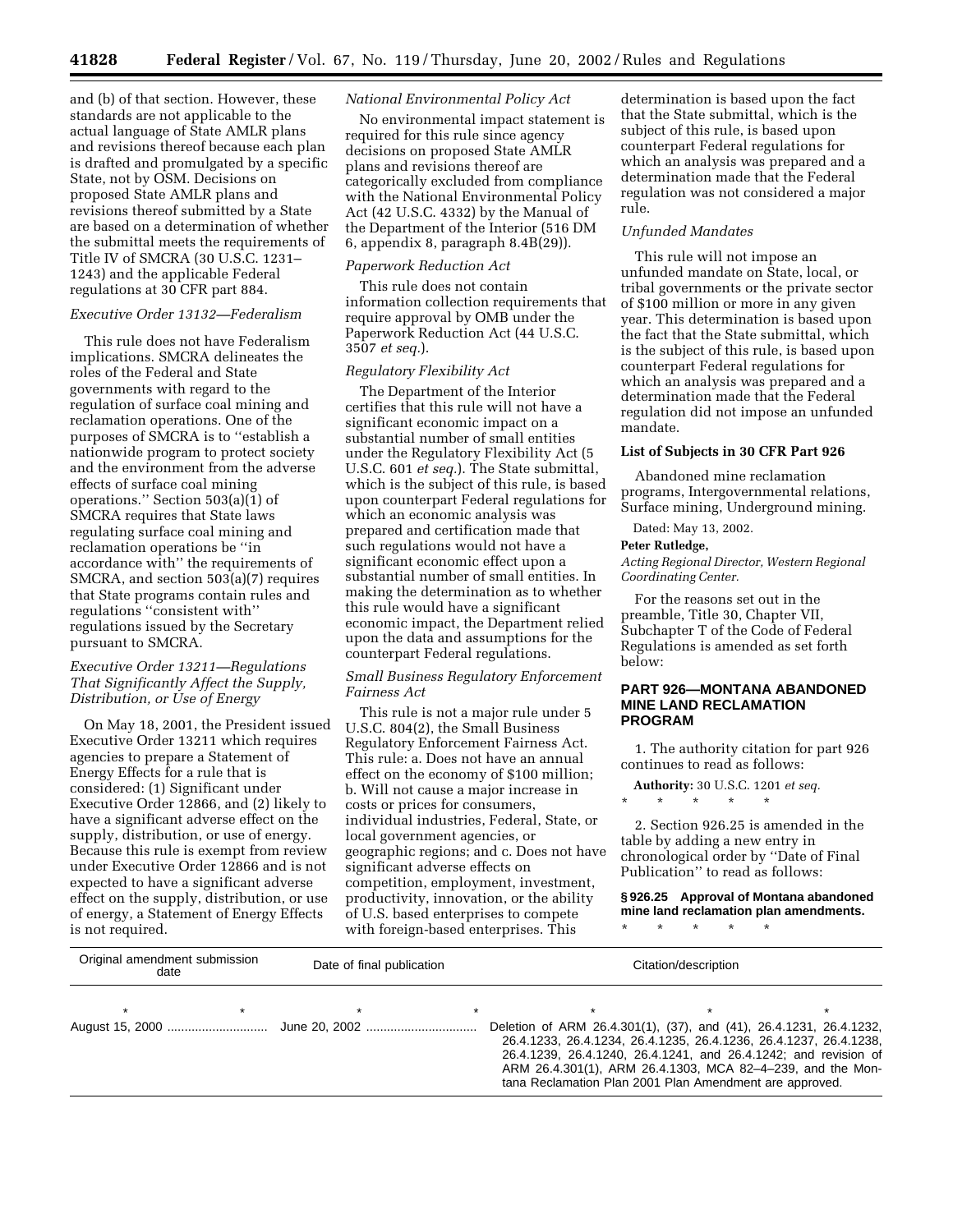and (b) of that section. However, these standards are not applicable to the actual language of State AMLR plans and revisions thereof because each plan is drafted and promulgated by a specific State, not by OSM. Decisions on proposed State AMLR plans and revisions thereof submitted by a State are based on a determination of whether the submittal meets the requirements of Title IV of SMCRA (30 U.S.C. 1231–1243) and the applicable Federal regulations at 30 CFR part 884.

*Executive Order 13132—Federalism*

This rule does not have Federalism implications. SMCRA delineates the roles of the Federal and State governments with regard to the regulation of surface coal mining and reclamation operations. One of the purposes of SMCRA is to ''establish a nationwide program to protect society and the environment from the adverse effects of surface coal mining operations.'' Section 503(a)(1) of SMCRA requires that State laws regulating surface coal mining and reclamation operations be ''in accordance with'' the requirements of SMCRA, and section 503(a)(7) requires that State programs contain rules and regulations ''consistent with'' regulations issued by the Secretary pursuant to SMCRA.

*Executive Order 13211—Regulations That Significantly Affect the Supply, Distribution, or Use of Energy*

On May 18, 2001, the President issued Executive Order 13211 which requires agencies to prepare a Statement of Energy Effects for a rule that is considered: (1) Significant under Executive Order 12866, and (2) likely to have a significant adverse effect on the supply, distribution, or use of energy. Because this rule is exempt from review under Executive Order 12866 and is not expected to have a significant adverse effect on the supply, distribution, or use of energy, a Statement of Energy Effects is not required.

*National Environmental Policy Act*

No environmental impact statement is required for this rule since agency decisions on proposed State AMLR plans and revisions thereof are categorically excluded from compliance with the National Environmental Policy Act (42 U.S.C. 4332) by the Manual of the Department of the Interior (516 DM 6, appendix 8, paragraph 8.4B(29)).

*Paperwork Reduction Act*

This rule does not contain information collection requirements that require approval by OMB under the Paperwork Reduction Act (44 U.S.C. 3507 *et seq.*).

*Regulatory Flexibility Act*

The Department of the Interior certifies that this rule will not have a significant economic impact on a substantial number of small entities under the Regulatory Flexibility Act (5 U.S.C. 601 *et seq.*). The State submittal, which is the subject of this rule, is based upon counterpart Federal regulations for which an economic analysis was prepared and certification made that such regulations would not have a significant economic effect upon a substantial number of small entities. In making the determination as to whether this rule would have a significant economic impact, the Department relied upon the data and assumptions for the counterpart Federal regulations.

*Small Business Regulatory Enforcement Fairness Act*

This rule is not a major rule under 5 U.S.C. 804(2), the Small Business Regulatory Enforcement Fairness Act. This rule: a. Does not have an annual effect on the economy of $100 million; b. Will not cause a major increase in costs or prices for consumers, individual industries, Federal, State, or local government agencies, or geographic regions; and c. Does not have significant adverse effects on competition, employment, investment, productivity, innovation, or the ability of U.S. based enterprises to compete with foreign-based enterprises. This determination is based upon the fact that the State submittal, which is the subject of this rule, is based upon counterpart Federal regulations for which an analysis was prepared and a determination made that the Federal regulation was not considered a major rule.

*Unfunded Mandates*

This rule will not impose an unfunded mandate on State, local, or tribal governments or the private sector of $100 million or more in any given year. This determination is based upon the fact that the State submittal, which is the subject of this rule, is based upon counterpart Federal regulations for which an analysis was prepared and a determination made that the Federal regulation did not impose an unfunded mandate.

**List of Subjects in 30 CFR Part 926**

Abandoned mine reclamation programs, Intergovernmental relations, Surface mining, Underground mining.

Dated: May 13, 2002.

**Peter Rutledge,**

*Acting Regional Director, Western Regional Coordinating Center.*

For the reasons set out in the preamble, Title 30, Chapter VII, Subchapter T of the Code of Federal Regulations is amended as set forth below:

## PART 926—MONTANA ABANDONED MINE LAND RECLAMATION PROGRAM

1. The authority citation for part 926 continues to read as follows:

**Authority:** 30 U.S.C. 1201 *et seq.*

\* \* \* \* \*

2. Section 926.25 is amended in the table by adding a new entry in chronological order by ''Date of Final Publication'' to read as follows:

**§ 926.25 Approval of Montana abandoned mine land reclamation plan amendments.**

\* \* \* \* \*

| Original amendment submission date | Date of final publication | Citation/description |
|---|---|---|
| * * | * * | * * * |
| August 15, 2000 | June 20, 2002 | Deletion of ARM 26.4.301(1), (37), and (41), 26.4.1231, 26.4.1232, 26.4.1233, 26.4.1234, 26.4.1235, 26.4.1236, 26.4.1237, 26.4.1238, 26.4.1239, 26.4.1240, 26.4.1241, and 26.4.1242; and revision of ARM 26.4.301(1), ARM 26.4.1303, MCA 82–4–239, and the Montana Reclamation Plan 2001 Plan Amendment are approved. |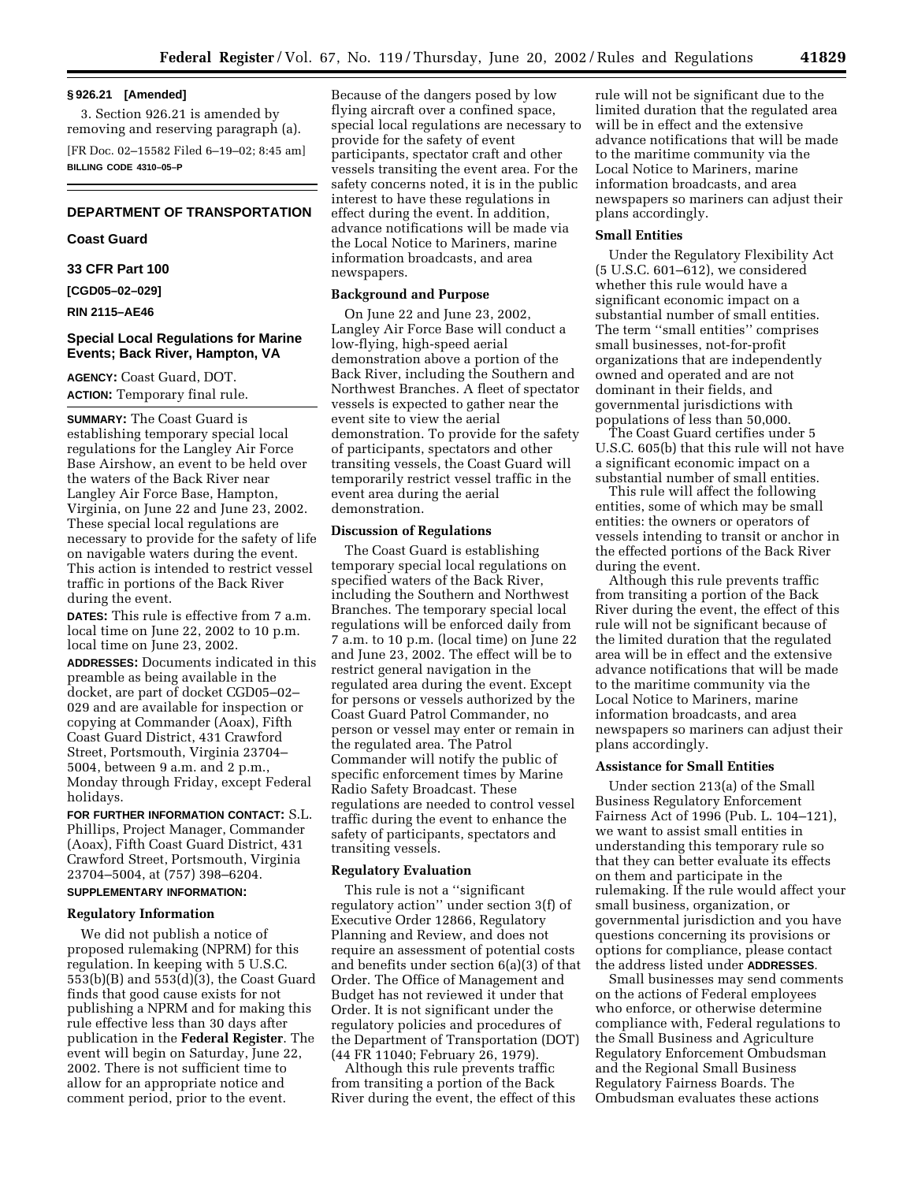**§ 926.21 [Amended]**

3. Section 926.21 is amended by removing and reserving paragraph (a).

[FR Doc. 02–15582 Filed 6–19–02; 8:45 am]

**BILLING CODE 4310–05–P**

---

## DEPARTMENT OF TRANSPORTATION

### Coast Guard

### 33 CFR Part 100

**[CGD05–02–029]**

**RIN 2115–AE46**

### Special Local Regulations for Marine Events; Back River, Hampton, VA

**AGENCY:** Coast Guard, DOT.

**ACTION:** Temporary final rule.

**SUMMARY:** The Coast Guard is establishing temporary special local regulations for the Langley Air Force Base Airshow, an event to be held over the waters of the Back River near Langley Air Force Base, Hampton, Virginia, on June 22 and June 23, 2002. These special local regulations are necessary to provide for the safety of life on navigable waters during the event. This action is intended to restrict vessel traffic in portions of the Back River during the event.

**DATES:** This rule is effective from 7 a.m. local time on June 22, 2002 to 10 p.m. local time on June 23, 2002.

**ADDRESSES:** Documents indicated in this preamble as being available in the docket, are part of docket CGD05–02–029 and are available for inspection or copying at Commander (Aoax), Fifth Coast Guard District, 431 Crawford Street, Portsmouth, Virginia 23704–5004, between 9 a.m. and 2 p.m., Monday through Friday, except Federal holidays.

**FOR FURTHER INFORMATION CONTACT:** S.L. Phillips, Project Manager, Commander (Aoax), Fifth Coast Guard District, 431 Crawford Street, Portsmouth, Virginia 23704–5004, at (757) 398–6204.

**SUPPLEMENTARY INFORMATION:**

#### Regulatory Information

We did not publish a notice of proposed rulemaking (NPRM) for this regulation. In keeping with 5 U.S.C. 553(b)(B) and 553(d)(3), the Coast Guard finds that good cause exists for not publishing a NPRM and for making this rule effective less than 30 days after publication in the **Federal Register**. The event will begin on Saturday, June 22, 2002. There is not sufficient time to allow for an appropriate notice and comment period, prior to the event. Because of the dangers posed by low flying aircraft over a confined space, special local regulations are necessary to provide for the safety of event participants, spectator craft and other vessels transiting the event area. For the safety concerns noted, it is in the public interest to have these regulations in effect during the event. In addition, advance notifications will be made via the Local Notice to Mariners, marine information broadcasts, and area newspapers.

#### Background and Purpose

On June 22 and June 23, 2002, Langley Air Force Base will conduct a low-flying, high-speed aerial demonstration above a portion of the Back River, including the Southern and Northwest Branches. A fleet of spectator vessels is expected to gather near the event site to view the aerial demonstration. To provide for the safety of participants, spectators and other transiting vessels, the Coast Guard will temporarily restrict vessel traffic in the event area during the aerial demonstration.

#### Discussion of Regulations

The Coast Guard is establishing temporary special local regulations on specified waters of the Back River, including the Southern and Northwest Branches. The temporary special local regulations will be enforced daily from 7 a.m. to 10 p.m. (local time) on June 22 and June 23, 2002. The effect will be to restrict general navigation in the regulated area during the event. Except for persons or vessels authorized by the Coast Guard Patrol Commander, no person or vessel may enter or remain in the regulated area. The Patrol Commander will notify the public of specific enforcement times by Marine Radio Safety Broadcast. These regulations are needed to control vessel traffic during the event to enhance the safety of participants, spectators and transiting vessels.

#### Regulatory Evaluation

This rule is not a ''significant regulatory action'' under section 3(f) of Executive Order 12866, Regulatory Planning and Review, and does not require an assessment of potential costs and benefits under section 6(a)(3) of that Order. The Office of Management and Budget has not reviewed it under that Order. It is not significant under the regulatory policies and procedures of the Department of Transportation (DOT) (44 FR 11040; February 26, 1979).

Although this rule prevents traffic from transiting a portion of the Back River during the event, the effect of this rule will not be significant due to the limited duration that the regulated area will be in effect and the extensive advance notifications that will be made to the maritime community via the Local Notice to Mariners, marine information broadcasts, and area newspapers so mariners can adjust their plans accordingly.

#### Small Entities

Under the Regulatory Flexibility Act (5 U.S.C. 601–612), we considered whether this rule would have a significant economic impact on a substantial number of small entities. The term ''small entities'' comprises small businesses, not-for-profit organizations that are independently owned and operated and are not dominant in their fields, and governmental jurisdictions with populations of less than 50,000.

The Coast Guard certifies under 5 U.S.C. 605(b) that this rule will not have a significant economic impact on a substantial number of small entities.

This rule will affect the following entities, some of which may be small entities: the owners or operators of vessels intending to transit or anchor in the effected portions of the Back River during the event.

Although this rule prevents traffic from transiting a portion of the Back River during the event, the effect of this rule will not be significant because of the limited duration that the regulated area will be in effect and the extensive advance notifications that will be made to the maritime community via the Local Notice to Mariners, marine information broadcasts, and area newspapers so mariners can adjust their plans accordingly.

#### Assistance for Small Entities

Under section 213(a) of the Small Business Regulatory Enforcement Fairness Act of 1996 (Pub. L. 104–121), we want to assist small entities in understanding this temporary rule so that they can better evaluate its effects on them and participate in the rulemaking. If the rule would affect your small business, organization, or governmental jurisdiction and you have questions concerning its provisions or options for compliance, please contact the address listed under **ADDRESSES**.

Small businesses may send comments on the actions of Federal employees who enforce, or otherwise determine compliance with, Federal regulations to the Small Business and Agriculture Regulatory Enforcement Ombudsman and the Regional Small Business Regulatory Fairness Boards. The Ombudsman evaluates these actions